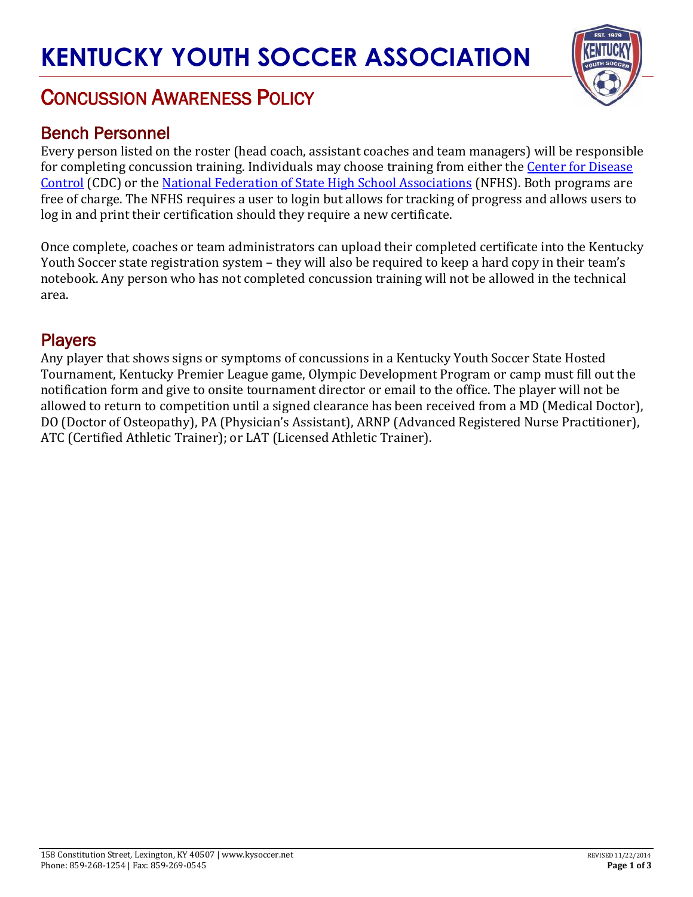# KENTUCKY YOUTH SOCCER ASSOCIATION

## CONCUSSION AWARENESS POLICY

### Bench Personnel

Every person listed on the roster (head coach, assistant coaches and team managers) will be responsible for completing concussion training. Individuals may choose training from either the Center for Disease Control (CDC) or the National Federation of State High School Associations (NFHS). Both programs are free of charge. The NFHS requires a user to login but allows for tracking of progress and allows users to log in and print their certification should they require a new certificate.

Once complete, coaches or team administrators can upload their completed certificate into the Kentucky Youth Soccer state registration system – they will also be required to keep a hard copy in their team's notebook. Any person who has not completed concussion training will not be allowed in the technical area.

### Players

Any player that shows signs or symptoms of concussions in a Kentucky Youth Soccer State Hosted Tournament, Kentucky Premier League game, Olympic Development Program or camp must fill out the notification form and give to onsite tournament director or email to the office. The player will not be allowed to return to competition until a signed clearance has been received from a MD (Medical Doctor), DO (Doctor of Osteopathy), PA (Physician's Assistant), ARNP (Advanced Registered Nurse Practitioner), ATC (Certified Athletic Trainer); or LAT (Licensed Athletic Trainer).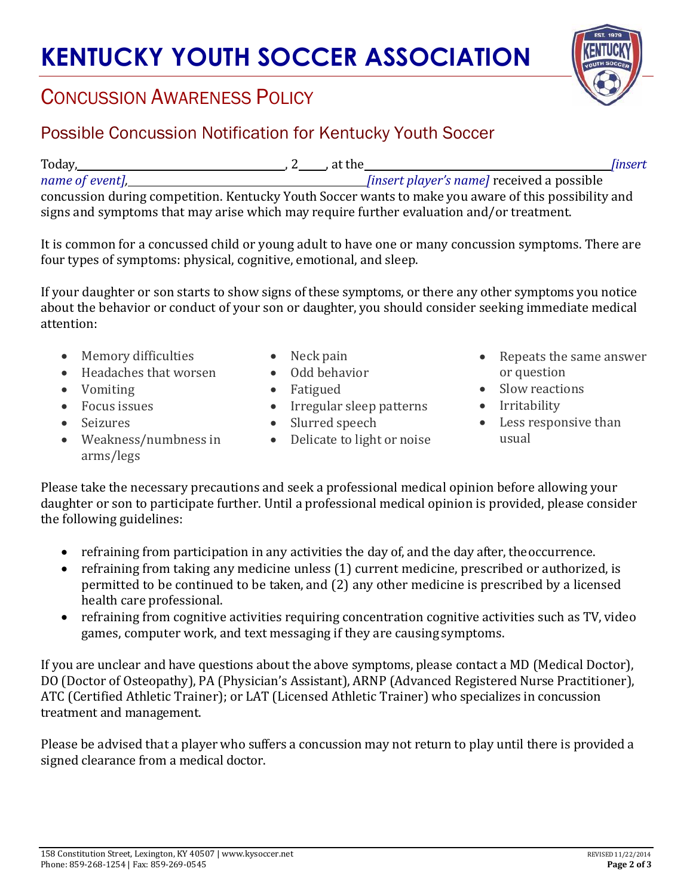# KENTUCKY YOUTH SOCCER ASSOCIATION

## CONCUSSION AWARENESS POLICY

### Possible Concussion Notification for Kentucky Youth Soccer

Today, \_\_\_\_\_\_\_\_\_\_\_\_\_\_\_\_\_\_\_\_\_\_\_\_\_\_\_\_\_\_, 2\_\_\_\_, at the \_\_\_\_\_\_\_\_\_\_\_\_\_\_\_\_\_\_\_\_\_\_\_\_\_\_\_\_\_\_\_\_\_\_\_\_ *[insert name of event],* \_\_\_\_\_\_\_\_\_\_\_\_\_\_\_\_\_\_\_\_\_\_\_\_\_\_\_\_\_\_\_\_\_\_\_\_ *[insert player's name]* received a possible concussion during competition. Kentucky Youth Soccer wants to make you aware of this possibility and signs and symptoms that may arise which may require further evaluation and/or treatment.

It is common for a concussed child or young adult to have one or many concussion symptoms. There are four types of symptoms: physical, cognitive, emotional, and sleep.

If your daughter or son starts to show signs of these symptoms, or there any other symptoms you notice about the behavior or conduct of your son or daughter, you should consider seeking immediate medical attention:

- Memory difficulties
- Headaches that worsen
- Vomiting
- Focus issues
- Seizures
- Weakness/numbness in arms/legs
- Neck pain
- Odd behavior
- Fatigued
- Irregular sleep patterns
- Slurred speech
- Delicate to light or noise
- Repeats the same answer or question
- Slow reactions
- Irritability
- Less responsive than usual

Please take the necessary precautions and seek a professional medical opinion before allowing your daughter or son to participate further. Until a professional medical opinion is provided, please consider the following guidelines:

- refraining from participation in any activities the day of, and the day after, the occurrence.
- refraining from taking any medicine unless (1) current medicine, prescribed or authorized, is permitted to be continued to be taken, and (2) any other medicine is prescribed by a licensed health care professional.
- refraining from cognitive activities requiring concentration cognitive activities such as TV, video games, computer work, and text messaging if they are causing symptoms.

If you are unclear and have questions about the above symptoms, please contact a MD (Medical Doctor), DO (Doctor of Osteopathy), PA (Physician's Assistant), ARNP (Advanced Registered Nurse Practitioner), ATC (Certified Athletic Trainer); or LAT (Licensed Athletic Trainer) who specializes in concussion treatment and management.

Please be advised that a player who suffers a concussion may not return to play until there is provided a signed clearance from a medical doctor.

158 Constitution Street, Lexington, KY 40507 | www.kysoccer.net
Phone: 859-268-1254 | Fax: 859-269-0545

REVISED 11/22/2014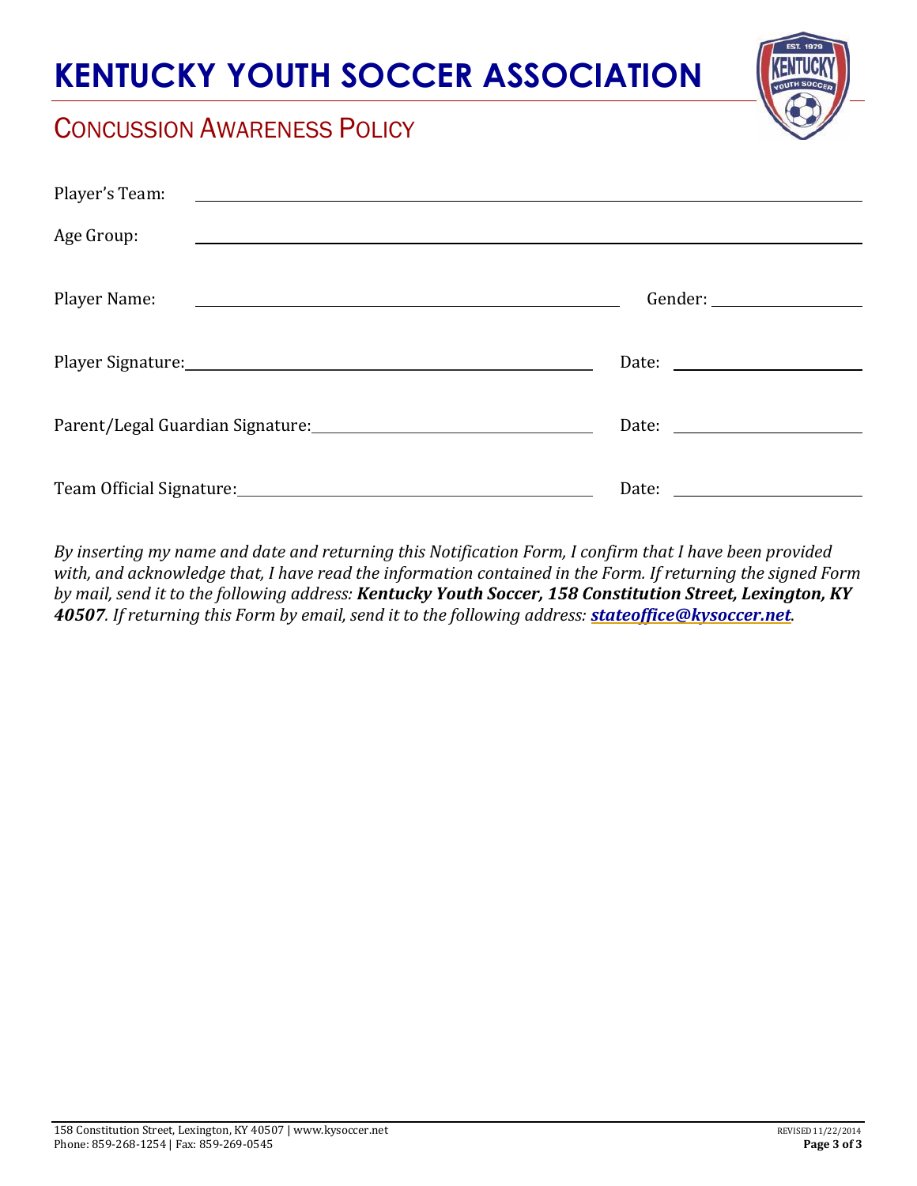# KENTUCKY YOUTH SOCCER ASSOCIATION

## CONCUSSION AWARENESS POLICY

Player's Team: ______________________________________________

Age Group: ______________________________________________

Player Name: ______________________________ Gender: ______________

Player Signature: ______________________________ Date: ______________

Parent/Legal Guardian Signature: ______________________________ Date: ______________

Team Official Signature: ______________________________ Date: ______________

*By inserting my name and date and returning this Notification Form, I confirm that I have been provided with, and acknowledge that, I have read the information contained in the Form. If returning the signed Form by mail, send it to the following address:* ***Kentucky Youth Soccer, 158 Constitution Street, Lexington, KY 40507****. If returning this Form by email, send it to the following address:* ***stateoffice@kysoccer.net****.*

158 Constitution Street, Lexington, KY 40507 | www.kysoccer.net
Phone: 859-268-1254 | Fax: 859-269-0545

REVISED 11/22/2014